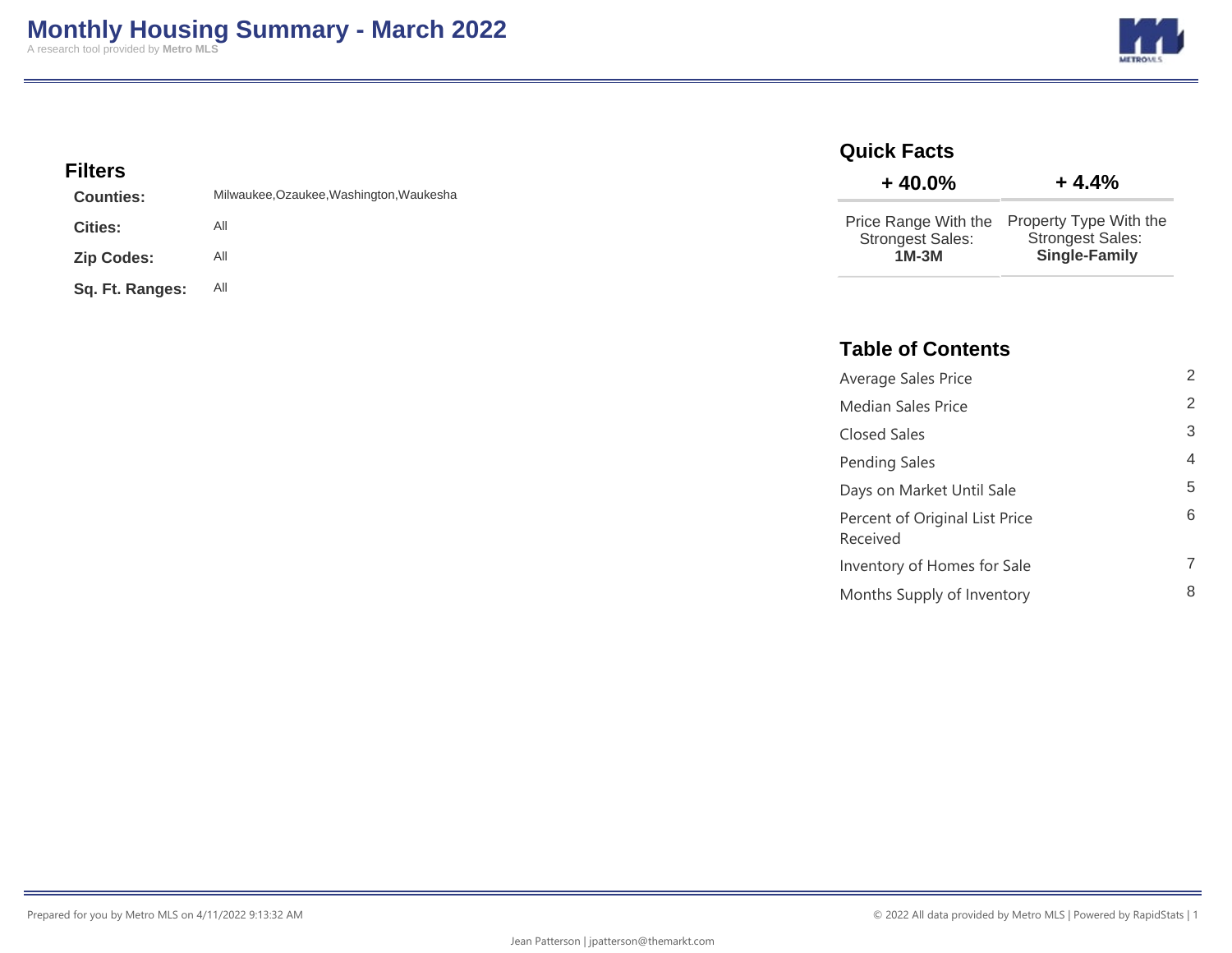# Monthly Housing Summary - March 2022

A research tool provided by **Metro MLS**

## Filters

| | |
|---|---|
| **Counties:** | Milwaukee,Ozaukee,Washington,Waukesha |
| **Cities:** | All |
| **Zip Codes:** | All |
| **Sq. Ft. Ranges:** | All |

## Quick Facts

| + 40.0% | + 4.4% |
|---|---|
| Price Range With the Strongest Sales: **1M-3M** | Property Type With the Strongest Sales: **Single-Family** |

## Table of Contents

| | |
|---|---|
| Average Sales Price | 2 |
| Median Sales Price | 2 |
| Closed Sales | 3 |
| Pending Sales | 4 |
| Days on Market Until Sale | 5 |
| Percent of Original List Price Received | 6 |
| Inventory of Homes for Sale | 7 |
| Months Supply of Inventory | 8 |

Prepared for you by Metro MLS on 4/11/2022 9:13:32 AM

© 2022 All data provided by Metro MLS | Powered by RapidStats

Jean Patterson | jpatterson@themarkt.com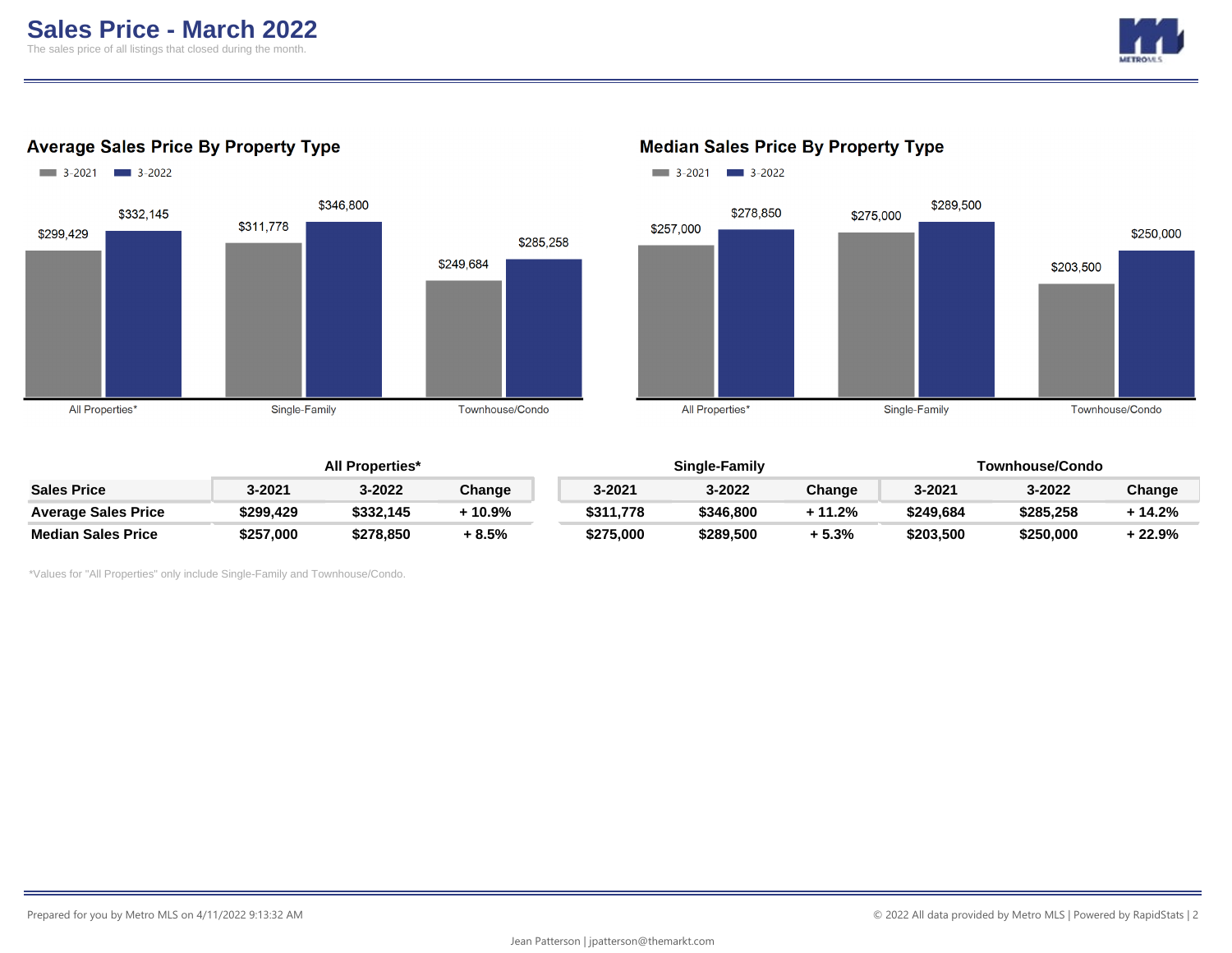# Sales Price - March 2022

The sales price of all listings that closed during the month.

## Average Sales Price By Property Type

| Property Type | 3-2021 | 3-2022 |
|---|---|---|
| All Properties* | $299,429 | $332,145 |
| Single-Family | $311,778 | $346,800 |
| Townhouse/Condo | $249,684 | $285,258 |

## Median Sales Price By Property Type

| Property Type | 3-2021 | 3-2022 |
|---|---|---|
| All Properties* | $257,000 | $278,850 |
| Single-Family | $275,000 | $289,500 |
| Townhouse/Condo | $203,500 | $250,000 |

| | All Properties* | | | Single-Family | | | Townhouse/Condo | | |
|---|---|---|---|---|---|---|---|---|---|
| **Sales Price** | **3-2021** | **3-2022** | **Change** | **3-2021** | **3-2022** | **Change** | **3-2021** | **3-2022** | **Change** |
| **Average Sales Price** | **$299,429** | **$332,145** | **+ 10.9%** | **$311,778** | **$346,800** | **+ 11.2%** | **$249,684** | **$285,258** | **+ 14.2%** |
| **Median Sales Price** | **$257,000** | **$278,850** | **+ 8.5%** | **$275,000** | **$289,500** | **+ 5.3%** | **$203,500** | **$250,000** | **+ 22.9%** |

*Values for "All Properties" only include Single-Family and Townhouse/Condo.

Prepared for you by Metro MLS on 4/11/2022 9:13:32 AM

© 2022 All data provided by Metro MLS | Powered by RapidStats

Jean Patterson | jpatterson@themarkt.com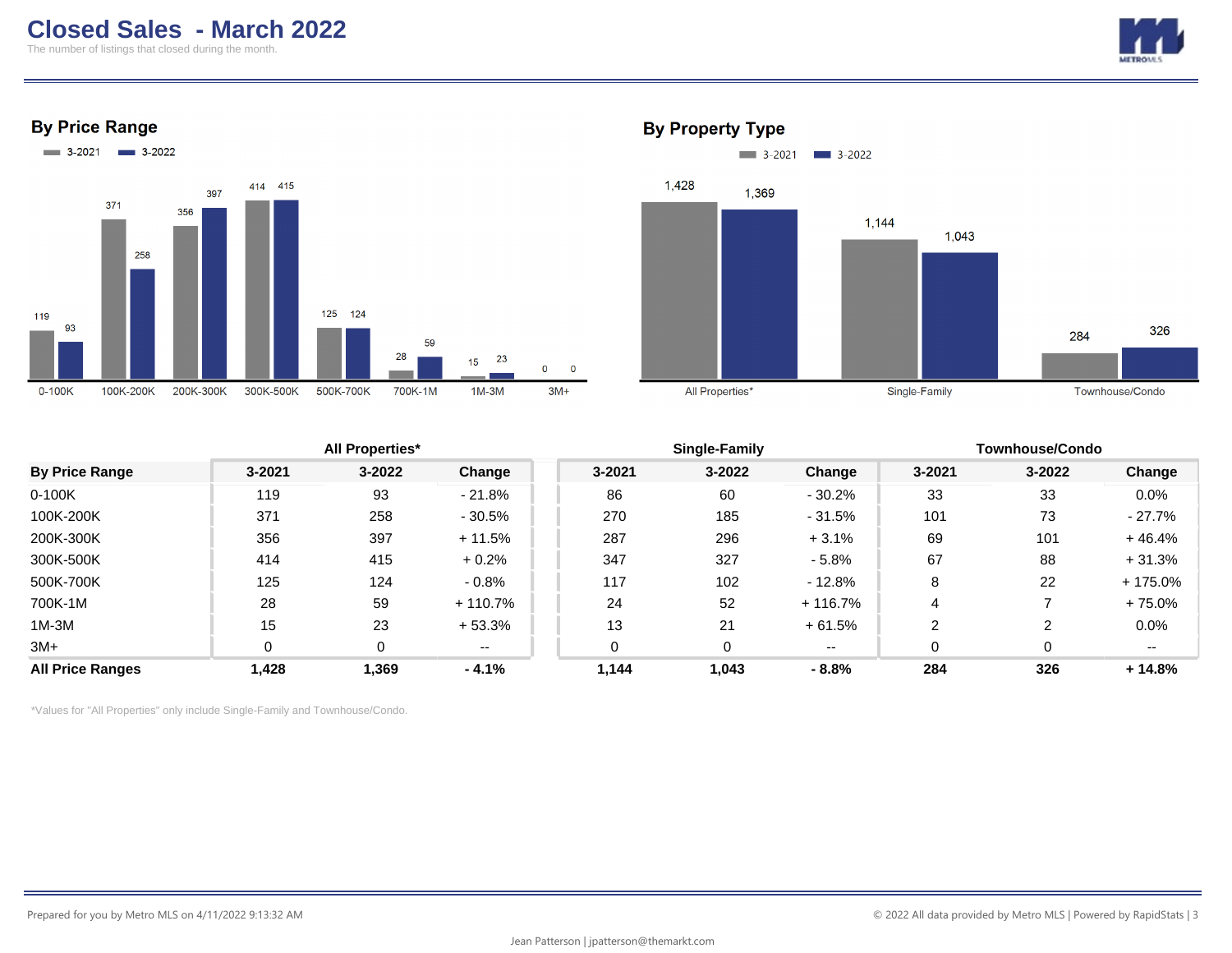# Closed Sales - March 2022

The number of listings that closed during the month.

## By Price Range

| Price Range | 3-2021 | 3-2022 |
|---|---|---|
| 0-100K | 119 | 93 |
| 100K-200K | 371 | 258 |
| 200K-300K | 356 | 397 |
| 300K-500K | 414 | 415 |
| 500K-700K | 125 | 124 |
| 700K-1M | 28 | 59 |
| 1M-3M | 15 | 23 |
| 3M+ | 0 | 0 |

## By Property Type

| Property Type | 3-2021 | 3-2022 |
|---|---|---|
| All Properties* | 1,428 | 1,369 |
| Single-Family | 1,144 | 1,043 |
| Townhouse/Condo | 284 | 326 |

| | All Properties* | | | Single-Family | | | Townhouse/Condo | | |
|---|---|---|---|---|---|---|---|---|---|
| **By Price Range** | **3-2021** | **3-2022** | **Change** | **3-2021** | **3-2022** | **Change** | **3-2021** | **3-2022** | **Change** |
| 0-100K | 119 | 93 | - 21.8% | 86 | 60 | - 30.2% | 33 | 33 | 0.0% |
| 100K-200K | 371 | 258 | - 30.5% | 270 | 185 | - 31.5% | 101 | 73 | - 27.7% |
| 200K-300K | 356 | 397 | + 11.5% | 287 | 296 | + 3.1% | 69 | 101 | + 46.4% |
| 300K-500K | 414 | 415 | + 0.2% | 347 | 327 | - 5.8% | 67 | 88 | + 31.3% |
| 500K-700K | 125 | 124 | - 0.8% | 117 | 102 | - 12.8% | 8 | 22 | + 175.0% |
| 700K-1M | 28 | 59 | + 110.7% | 24 | 52 | + 116.7% | 4 | 7 | + 75.0% |
| 1M-3M | 15 | 23 | + 53.3% | 13 | 21 | + 61.5% | 2 | 2 | 0.0% |
| 3M+ | 0 | 0 | -- | 0 | 0 | -- | 0 | 0 | -- |
| **All Price Ranges** | **1,428** | **1,369** | **- 4.1%** | **1,144** | **1,043** | **- 8.8%** | **284** | **326** | **+ 14.8%** |

*Values for "All Properties" only include Single-Family and Townhouse/Condo.

Prepared for you by Metro MLS on 4/11/2022 9:13:32 AM

© 2022 All data provided by Metro MLS | Powered by RapidStats

Jean Patterson | jpatterson@themarkt.com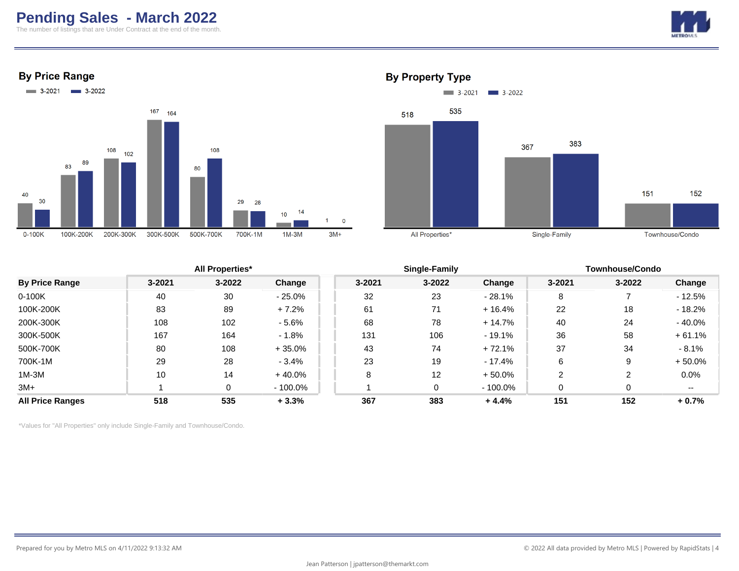# Pending Sales - March 2022

The number of listings that are Under Contract at the end of the month.

## By Price Range

| Price Range | 3-2021 | 3-2022 |
|---|---|---|
| 0-100K | 40 | 30 |
| 100K-200K | 83 | 89 |
| 200K-300K | 108 | 102 |
| 300K-500K | 167 | 164 |
| 500K-700K | 80 | 108 |
| 700K-1M | 29 | 28 |
| 1M-3M | 10 | 14 |
| 3M+ | 1 | 0 |

## By Property Type

| Property Type | 3-2021 | 3-2022 |
|---|---|---|
| All Properties* | 518 | 535 |
| Single-Family | 367 | 383 |
| Townhouse/Condo | 151 | 152 |

| | All Properties* | | | Single-Family | | | Townhouse/Condo | | |
|---|---|---|---|---|---|---|---|---|---|
| **By Price Range** | **3-2021** | **3-2022** | **Change** | **3-2021** | **3-2022** | **Change** | **3-2021** | **3-2022** | **Change** |
| 0-100K | 40 | 30 | - 25.0% | 32 | 23 | - 28.1% | 8 | 7 | - 12.5% |
| 100K-200K | 83 | 89 | + 7.2% | 61 | 71 | + 16.4% | 22 | 18 | - 18.2% |
| 200K-300K | 108 | 102 | - 5.6% | 68 | 78 | + 14.7% | 40 | 24 | - 40.0% |
| 300K-500K | 167 | 164 | - 1.8% | 131 | 106 | - 19.1% | 36 | 58 | + 61.1% |
| 500K-700K | 80 | 108 | + 35.0% | 43 | 74 | + 72.1% | 37 | 34 | - 8.1% |
| 700K-1M | 29 | 28 | - 3.4% | 23 | 19 | - 17.4% | 6 | 9 | + 50.0% |
| 1M-3M | 10 | 14 | + 40.0% | 8 | 12 | + 50.0% | 2 | 2 | 0.0% |
| 3M+ | 1 | 0 | - 100.0% | 1 | 0 | - 100.0% | 0 | 0 | -- |
| **All Price Ranges** | **518** | **535** | **+ 3.3%** | **367** | **383** | **+ 4.4%** | **151** | **152** | **+ 0.7%** |

*Values for "All Properties" only include Single-Family and Townhouse/Condo.

Prepared for you by Metro MLS on 4/11/2022 9:13:32 AM

© 2022 All data provided by Metro MLS | Powered by RapidStats

Jean Patterson | jpatterson@themarkt.com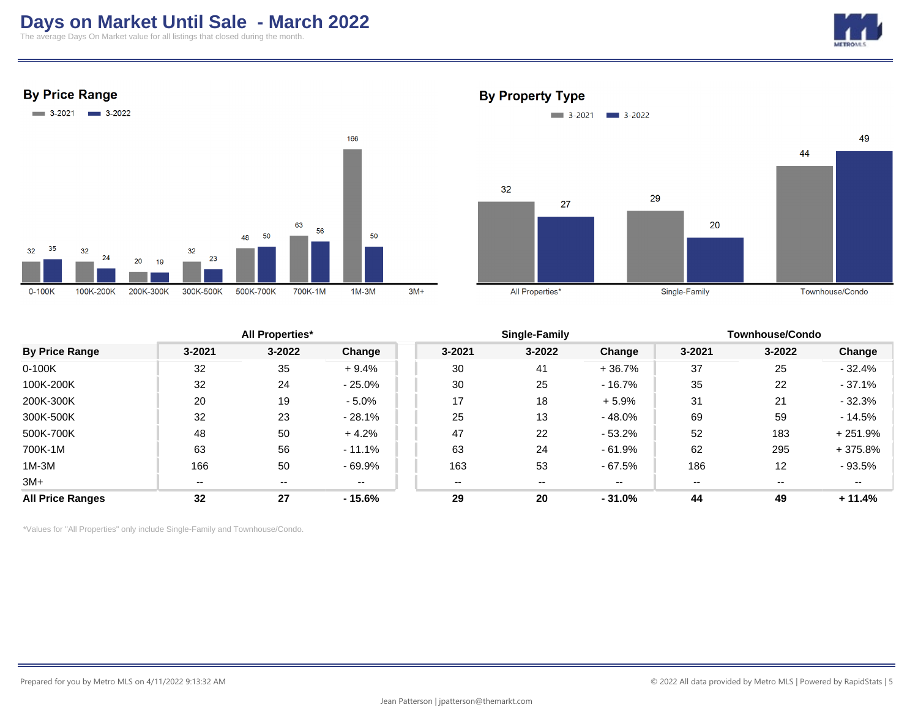# Days on Market Until Sale - March 2022

The average Days On Market value for all listings that closed during the month.

## By Price Range

3-2021 | 3-2022

| | 0-100K | 100K-200K | 200K-300K | 300K-500K | 500K-700K | 700K-1M | 1M-3M | 3M+ |
|---|---|---|---|---|---|---|---|---|
| 3-2021 | 32 | 32 | 20 | 32 | 48 | 63 | 166 | |
| 3-2022 | 35 | 24 | 19 | 23 | 50 | 56 | 50 | |

## By Property Type

3-2021 | 3-2022

| | All Properties* | Single-Family | Townhouse/Condo |
|---|---|---|---|
| 3-2021 | 32 | 29 | 44 |
| 3-2022 | 27 | 20 | 49 |

| | All Properties* | | | Single-Family | | | Townhouse/Condo | | |
|---|---|---|---|---|---|---|---|---|---|
| **By Price Range** | **3-2021** | **3-2022** | **Change** | **3-2021** | **3-2022** | **Change** | **3-2021** | **3-2022** | **Change** |
| 0-100K | 32 | 35 | + 9.4% | 30 | 41 | + 36.7% | 37 | 25 | - 32.4% |
| 100K-200K | 32 | 24 | - 25.0% | 30 | 25 | - 16.7% | 35 | 22 | - 37.1% |
| 200K-300K | 20 | 19 | - 5.0% | 17 | 18 | + 5.9% | 31 | 21 | - 32.3% |
| 300K-500K | 32 | 23 | - 28.1% | 25 | 13 | - 48.0% | 69 | 59 | - 14.5% |
| 500K-700K | 48 | 50 | + 4.2% | 47 | 22 | - 53.2% | 52 | 183 | + 251.9% |
| 700K-1M | 63 | 56 | - 11.1% | 63 | 24 | - 61.9% | 62 | 295 | + 375.8% |
| 1M-3M | 166 | 50 | - 69.9% | 163 | 53 | - 67.5% | 186 | 12 | - 93.5% |
| 3M+ | -- | -- | -- | -- | -- | -- | -- | -- | -- |
| **All Price Ranges** | **32** | **27** | **- 15.6%** | **29** | **20** | **- 31.0%** | **44** | **49** | **+ 11.4%** |

*Values for "All Properties" only include Single-Family and Townhouse/Condo.

Prepared for you by Metro MLS on 4/11/2022 9:13:32 AM

© 2022 All data provided by Metro MLS | Powered by RapidStats

Jean Patterson | jpatterson@themarkt.com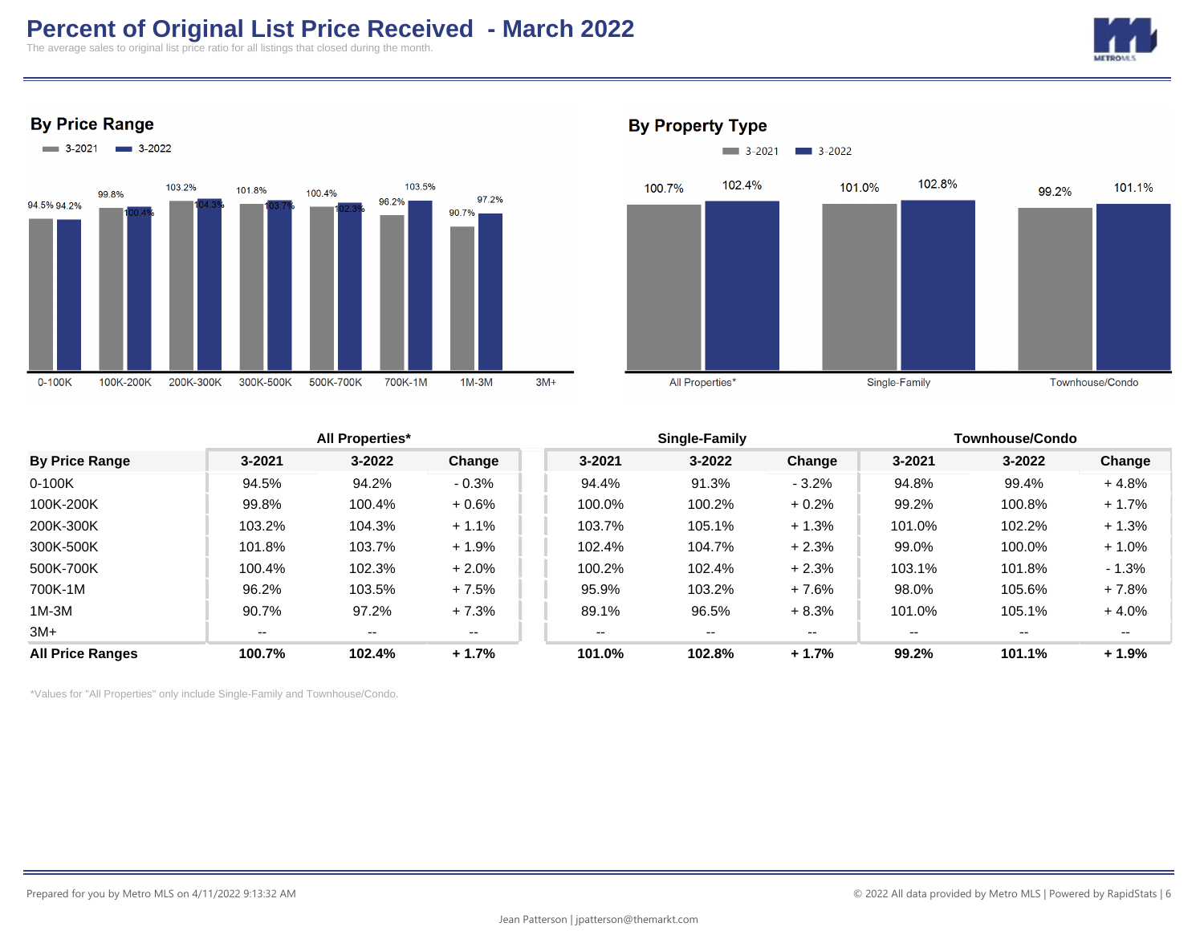# Percent of Original List Price Received - March 2022

The average sales to original list price ratio for all listings that closed during the month.

## By Price Range

3-2021 | 3-2022

| Price Range | 3-2021 | 3-2022 |
|---|---|---|
| 0-100K | 94.5% | 94.2% |
| 100K-200K | 99.8% | 100.4% |
| 200K-300K | 103.2% | 104.3% |
| 300K-500K | 101.8% | 103.7% |
| 500K-700K | 100.4% | 102.3% |
| 700K-1M | 96.2% | 103.5% |
| 1M-3M | 90.7% | 97.2% |
| 3M+ | | |

## By Property Type

3-2021 | 3-2022

| Property Type | 3-2021 | 3-2022 |
|---|---|---|
| All Properties* | 100.7% | 102.4% |
| Single-Family | 101.0% | 102.8% |
| Townhouse/Condo | 99.2% | 101.1% |

| | All Properties* | | | Single-Family | | | Townhouse/Condo | | |
|---|---|---|---|---|---|---|---|---|---|
| **By Price Range** | **3-2021** | **3-2022** | **Change** | **3-2021** | **3-2022** | **Change** | **3-2021** | **3-2022** | **Change** |
| 0-100K | 94.5% | 94.2% | - 0.3% | 94.4% | 91.3% | - 3.2% | 94.8% | 99.4% | + 4.8% |
| 100K-200K | 99.8% | 100.4% | + 0.6% | 100.0% | 100.2% | + 0.2% | 99.2% | 100.8% | + 1.7% |
| 200K-300K | 103.2% | 104.3% | + 1.1% | 103.7% | 105.1% | + 1.3% | 101.0% | 102.2% | + 1.3% |
| 300K-500K | 101.8% | 103.7% | + 1.9% | 102.4% | 104.7% | + 2.3% | 99.0% | 100.0% | + 1.0% |
| 500K-700K | 100.4% | 102.3% | + 2.0% | 100.2% | 102.4% | + 2.3% | 103.1% | 101.8% | - 1.3% |
| 700K-1M | 96.2% | 103.5% | + 7.5% | 95.9% | 103.2% | + 7.6% | 98.0% | 105.6% | + 7.8% |
| 1M-3M | 90.7% | 97.2% | + 7.3% | 89.1% | 96.5% | + 8.3% | 101.0% | 105.1% | + 4.0% |
| 3M+ | -- | -- | -- | -- | -- | -- | -- | -- | -- |
| **All Price Ranges** | **100.7%** | **102.4%** | **+ 1.7%** | **101.0%** | **102.8%** | **+ 1.7%** | **99.2%** | **101.1%** | **+ 1.9%** |

*Values for "All Properties" only include Single-Family and Townhouse/Condo.

Prepared for you by Metro MLS on 4/11/2022 9:13:32 AM

© 2022 All data provided by Metro MLS | Powered by RapidStats

Jean Patterson | jpatterson@themarkt.com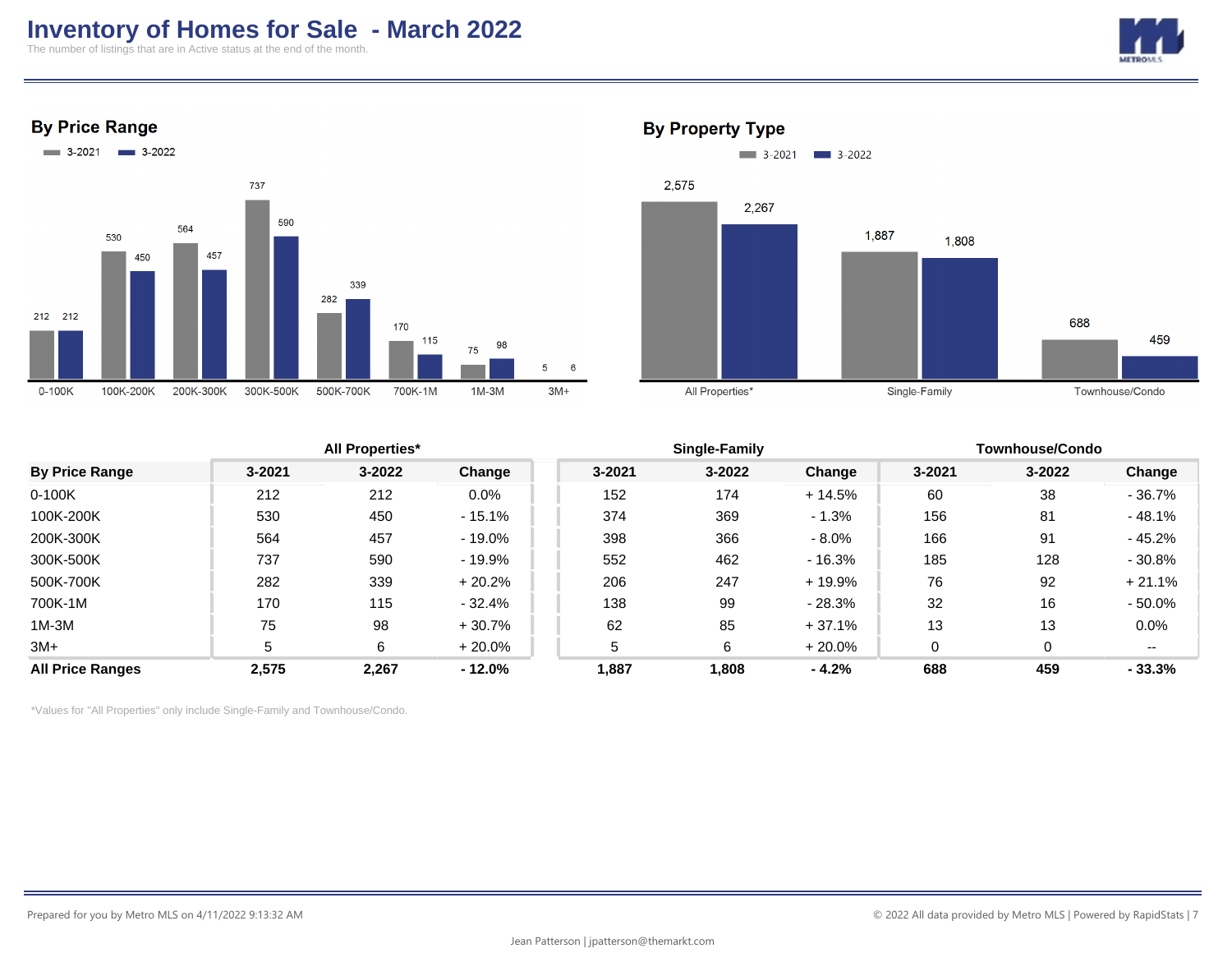# Inventory of Homes for Sale - March 2022

The number of listings that are in Active status at the end of the month.

## By Price Range

| Price Range | 3-2021 | 3-2022 |
|---|---|---|
| 0-100K | 212 | 212 |
| 100K-200K | 530 | 450 |
| 200K-300K | 564 | 457 |
| 300K-500K | 737 | 590 |
| 500K-700K | 282 | 339 |
| 700K-1M | 170 | 115 |
| 1M-3M | 75 | 98 |
| 3M+ | 5 | 6 |

## By Property Type

| Property Type | 3-2021 | 3-2022 |
|---|---|---|
| All Properties* | 2,575 | 2,267 |
| Single-Family | 1,887 | 1,808 |
| Townhouse/Condo | 688 | 459 |

| | All Properties* | | | Single-Family | | | Townhouse/Condo | | |
|---|---|---|---|---|---|---|---|---|---|
| **By Price Range** | **3-2021** | **3-2022** | **Change** | **3-2021** | **3-2022** | **Change** | **3-2021** | **3-2022** | **Change** |
| 0-100K | 212 | 212 | 0.0% | 152 | 174 | + 14.5% | 60 | 38 | - 36.7% |
| 100K-200K | 530 | 450 | - 15.1% | 374 | 369 | - 1.3% | 156 | 81 | - 48.1% |
| 200K-300K | 564 | 457 | - 19.0% | 398 | 366 | - 8.0% | 166 | 91 | - 45.2% |
| 300K-500K | 737 | 590 | - 19.9% | 552 | 462 | - 16.3% | 185 | 128 | - 30.8% |
| 500K-700K | 282 | 339 | + 20.2% | 206 | 247 | + 19.9% | 76 | 92 | + 21.1% |
| 700K-1M | 170 | 115 | - 32.4% | 138 | 99 | - 28.3% | 32 | 16 | - 50.0% |
| 1M-3M | 75 | 98 | + 30.7% | 62 | 85 | + 37.1% | 13 | 13 | 0.0% |
| 3M+ | 5 | 6 | + 20.0% | 5 | 6 | + 20.0% | 0 | 0 | -- |
| **All Price Ranges** | **2,575** | **2,267** | **- 12.0%** | **1,887** | **1,808** | **- 4.2%** | **688** | **459** | **- 33.3%** |

*Values for "All Properties" only include Single-Family and Townhouse/Condo.

Prepared for you by Metro MLS on 4/11/2022 9:13:32 AM

© 2022 All data provided by Metro MLS | Powered by RapidStats

Jean Patterson | jpatterson@themarkt.com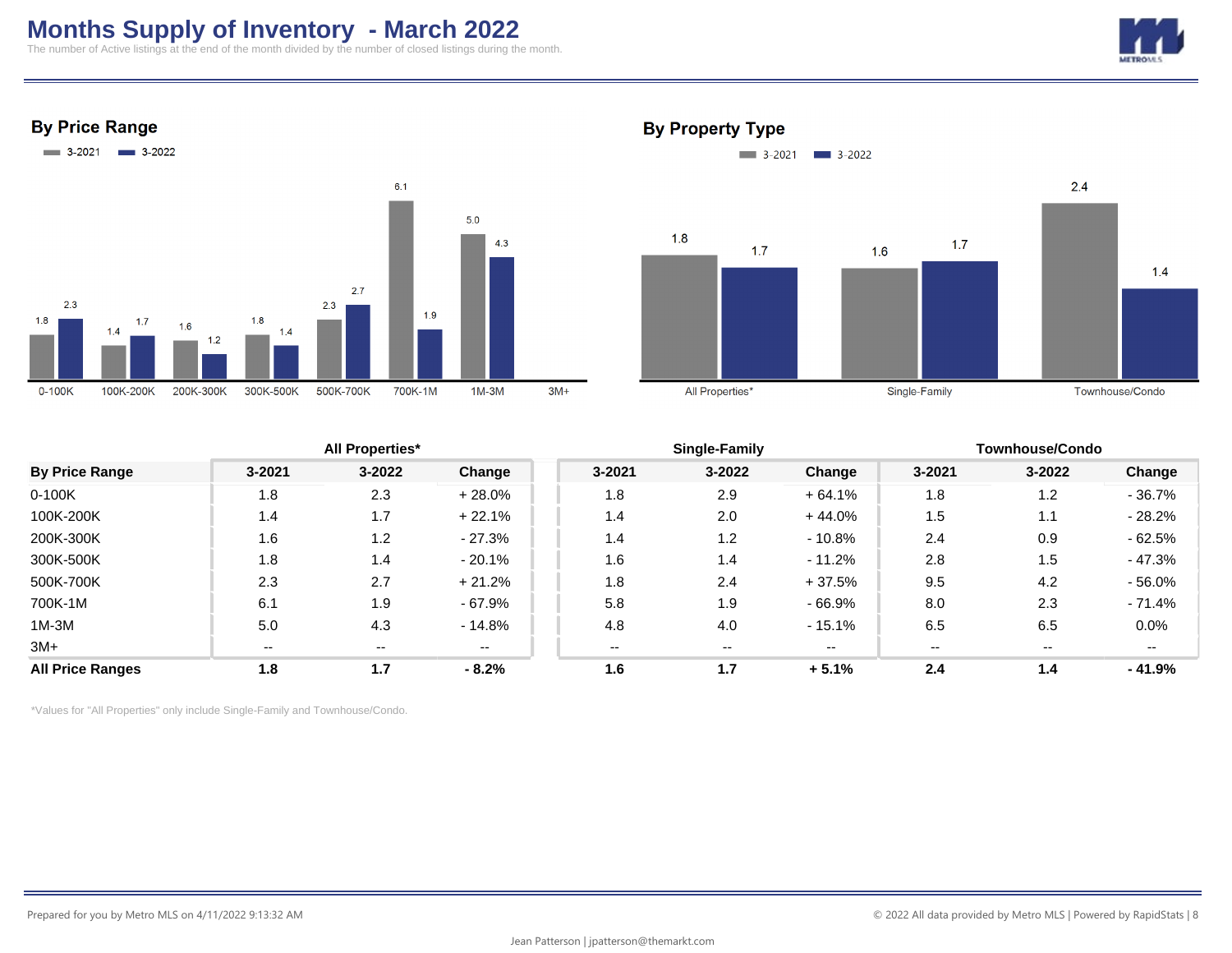# Months Supply of Inventory - March 2022

The number of Active listings at the end of the month divided by the number of closed listings during the month.

## By Price Range

3-2021 3-2022

1.8 2.3 1.4 1.7 1.6 1.2 1.8 1.4 2.3 2.7 6.1 1.9 5.0 4.3

0-100K 100K-200K 200K-300K 300K-500K 500K-700K 700K-1M 1M-3M 3M+

## By Property Type

3-2021 3-2022

1.8 1.7 1.6 1.7 2.4 1.4

All Properties* Single-Family Townhouse/Condo

| | All Properties* | | | Single-Family | | | Townhouse/Condo | | |
|---|---|---|---|---|---|---|---|---|---|
| **By Price Range** | **3-2021** | **3-2022** | **Change** | **3-2021** | **3-2022** | **Change** | **3-2021** | **3-2022** | **Change** |
| 0-100K | 1.8 | 2.3 | + 28.0% | 1.8 | 2.9 | + 64.1% | 1.8 | 1.2 | - 36.7% |
| 100K-200K | 1.4 | 1.7 | + 22.1% | 1.4 | 2.0 | + 44.0% | 1.5 | 1.1 | - 28.2% |
| 200K-300K | 1.6 | 1.2 | - 27.3% | 1.4 | 1.2 | - 10.8% | 2.4 | 0.9 | - 62.5% |
| 300K-500K | 1.8 | 1.4 | - 20.1% | 1.6 | 1.4 | - 11.2% | 2.8 | 1.5 | - 47.3% |
| 500K-700K | 2.3 | 2.7 | + 21.2% | 1.8 | 2.4 | + 37.5% | 9.5 | 4.2 | - 56.0% |
| 700K-1M | 6.1 | 1.9 | - 67.9% | 5.8 | 1.9 | - 66.9% | 8.0 | 2.3 | - 71.4% |
| 1M-3M | 5.0 | 4.3 | - 14.8% | 4.8 | 4.0 | - 15.1% | 6.5 | 6.5 | 0.0% |
| 3M+ | -- | -- | -- | -- | -- | -- | -- | -- | -- |
| **All Price Ranges** | **1.8** | **1.7** | **- 8.2%** | **1.6** | **1.7** | **+ 5.1%** | **2.4** | **1.4** | **- 41.9%** |

*Values for "All Properties" only include Single-Family and Townhouse/Condo.

Prepared for you by Metro MLS on 4/11/2022 9:13:32 AM

© 2022 All data provided by Metro MLS | Powered by RapidStats

Jean Patterson | jpatterson@themarkt.com